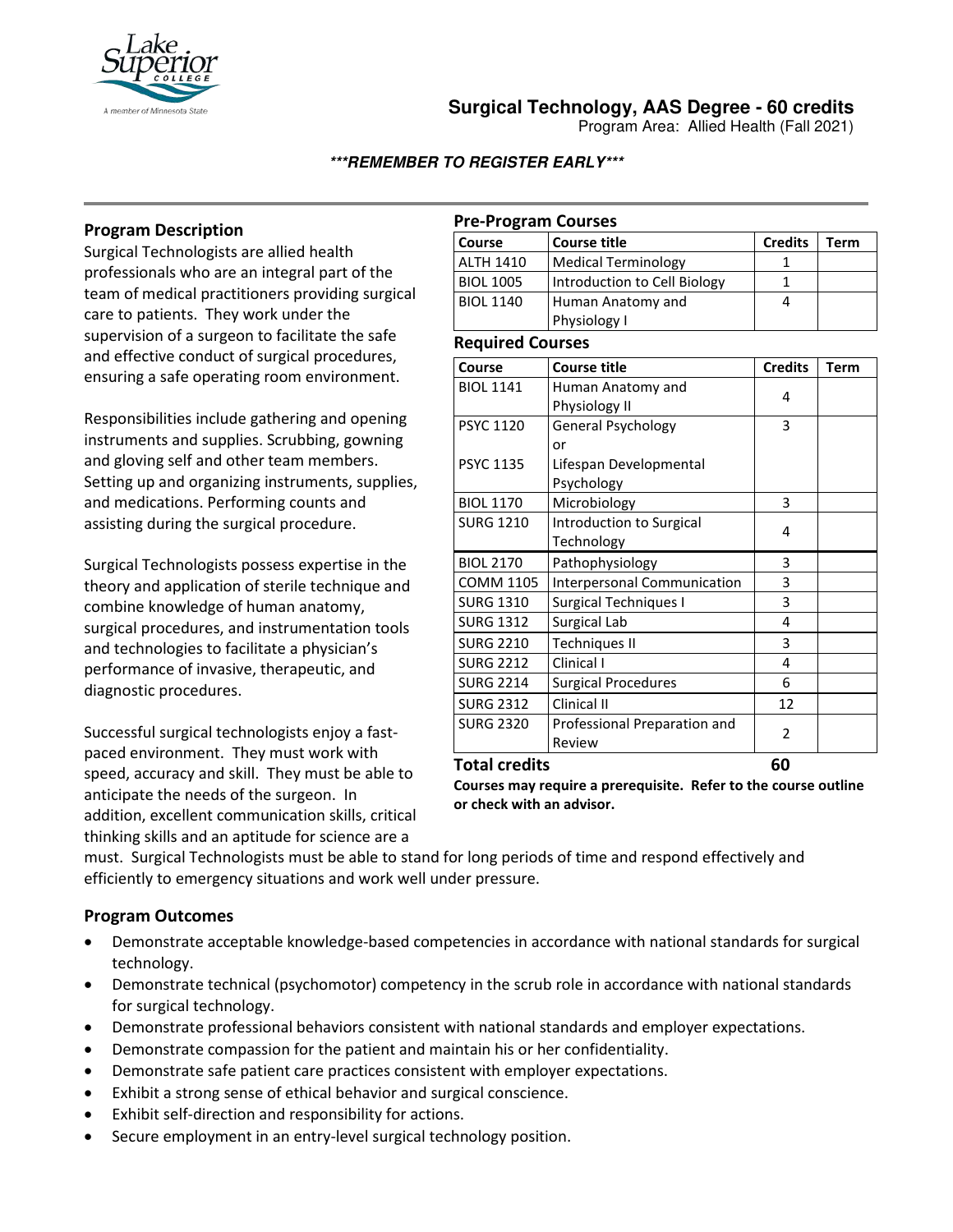# Surgical Technology, AAS Degree - 60 credits

Program Area: Allied Health (Fall 2021)

***\*\*\*REMEMBER TO REGISTER EARLY\*\*\****

## Program Description

Surgical Technologists are allied health professionals who are an integral part of the team of medical practitioners providing surgical care to patients. They work under the supervision of a surgeon to facilitate the safe and effective conduct of surgical procedures, ensuring a safe operating room environment.

Responsibilities include gathering and opening instruments and supplies. Scrubbing, gowning and gloving self and other team members. Setting up and organizing instruments, supplies, and medications. Performing counts and assisting during the surgical procedure.

Surgical Technologists possess expertise in the theory and application of sterile technique and combine knowledge of human anatomy, surgical procedures, and instrumentation tools and technologies to facilitate a physician's performance of invasive, therapeutic, and diagnostic procedures.

Successful surgical technologists enjoy a fast-paced environment. They must work with speed, accuracy and skill. They must be able to anticipate the needs of the surgeon. In addition, excellent communication skills, critical thinking skills and an aptitude for science are a must. Surgical Technologists must be able to stand for long periods of time and respond effectively and efficiently to emergency situations and work well under pressure.

## Pre-Program Courses

| Course | Course title | Credits | Term |
|---|---|---|---|
| ALTH 1410 | Medical Terminology | 1 | |
| BIOL 1005 | Introduction to Cell Biology | 1 | |
| BIOL 1140 | Human Anatomy and Physiology I | 4 | |

## Required Courses

| Course | Course title | Credits | Term |
|---|---|---|---|
| BIOL 1141 | Human Anatomy and Physiology II | 4 | |
| PSYC 1120<br><br>PSYC 1135 | General Psychology<br>or<br>Lifespan Developmental Psychology | 3 | |
| BIOL 1170 | Microbiology | 3 | |
| SURG 1210 | Introduction to Surgical Technology | 4 | |
| BIOL 2170 | Pathophysiology | 3 | |
| COMM 1105 | Interpersonal Communication | 3 | |
| SURG 1310 | Surgical Techniques I | 3 | |
| SURG 1312 | Surgical Lab | 4 | |
| SURG 2210 | Techniques II | 3 | |
| SURG 2212 | Clinical I | 4 | |
| SURG 2214 | Surgical Procedures | 6 | |
| SURG 2312 | Clinical II | 12 | |
| SURG 2320 | Professional Preparation and Review | 2 | |
| **Total credits** | | **60** | |

**Courses may require a prerequisite. Refer to the course outline or check with an advisor.**

## Program Outcomes

- Demonstrate acceptable knowledge-based competencies in accordance with national standards for surgical technology.
- Demonstrate technical (psychomotor) competency in the scrub role in accordance with national standards for surgical technology.
- Demonstrate professional behaviors consistent with national standards and employer expectations.
- Demonstrate compassion for the patient and maintain his or her confidentiality.
- Demonstrate safe patient care practices consistent with employer expectations.
- Exhibit a strong sense of ethical behavior and surgical conscience.
- Exhibit self-direction and responsibility for actions.
- Secure employment in an entry-level surgical technology position.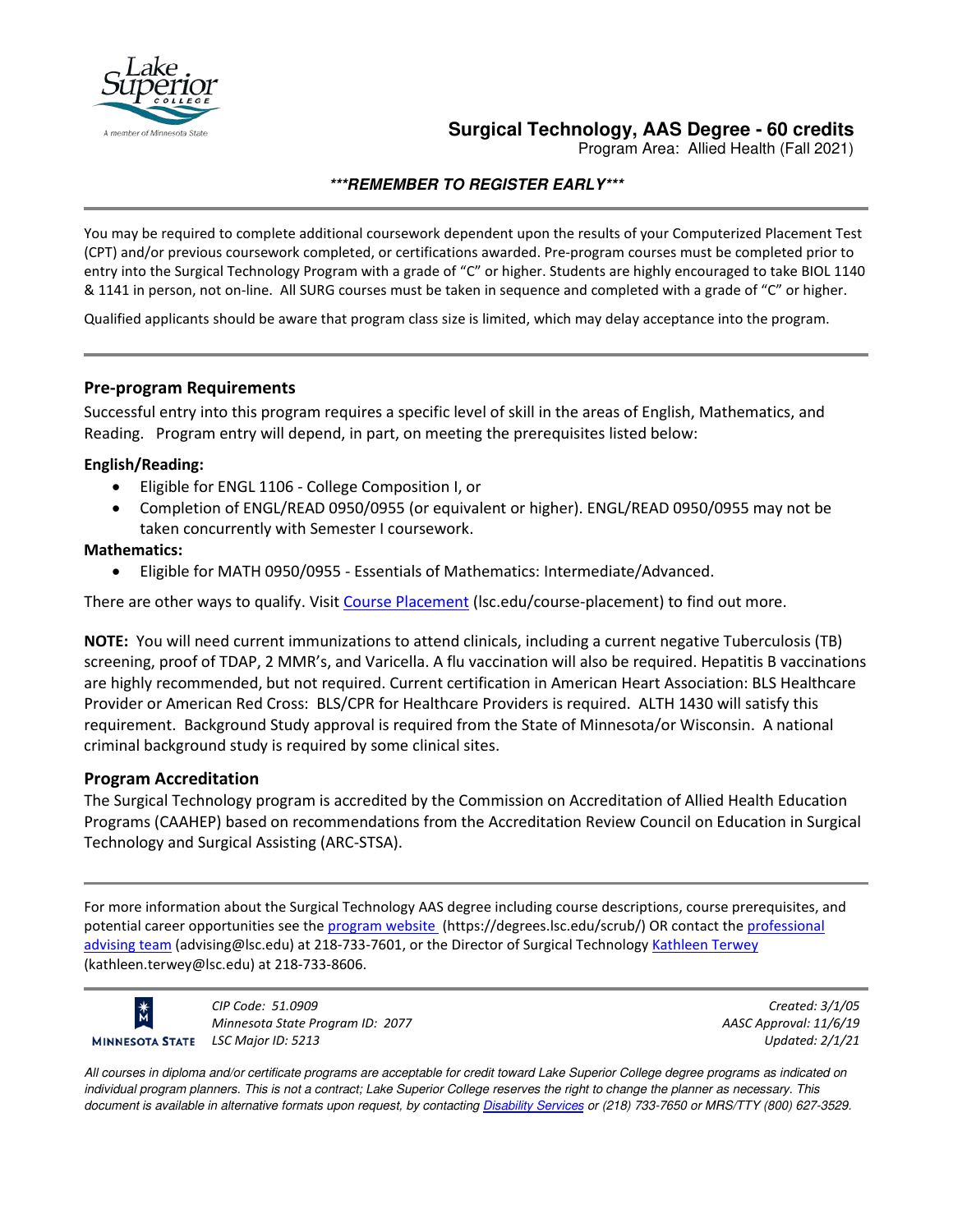## Surgical Technology, AAS Degree - 60 credits

Program Area: Allied Health (Fall 2021)

***REMEMBER TO REGISTER EARLY***

You may be required to complete additional coursework dependent upon the results of your Computerized Placement Test (CPT) and/or previous coursework completed, or certifications awarded. Pre-program courses must be completed prior to entry into the Surgical Technology Program with a grade of "C" or higher. Students are highly encouraged to take BIOL 1140 & 1141 in person, not on-line. All SURG courses must be taken in sequence and completed with a grade of "C" or higher.

Qualified applicants should be aware that program class size is limited, which may delay acceptance into the program.

### Pre-program Requirements

Successful entry into this program requires a specific level of skill in the areas of English, Mathematics, and Reading. Program entry will depend, in part, on meeting the prerequisites listed below:

**English/Reading:**

- Eligible for ENGL 1106 - College Composition I, or
- Completion of ENGL/READ 0950/0955 (or equivalent or higher). ENGL/READ 0950/0955 may not be taken concurrently with Semester I coursework.

**Mathematics:**

- Eligible for MATH 0950/0955 - Essentials of Mathematics: Intermediate/Advanced.

There are other ways to qualify. Visit Course Placement (lsc.edu/course-placement) to find out more.

**NOTE:** You will need current immunizations to attend clinicals, including a current negative Tuberculosis (TB) screening, proof of TDAP, 2 MMR's, and Varicella. A flu vaccination will also be required. Hepatitis B vaccinations are highly recommended, but not required. Current certification in American Heart Association: BLS Healthcare Provider or American Red Cross: BLS/CPR for Healthcare Providers is required. ALTH 1430 will satisfy this requirement. Background Study approval is required from the State of Minnesota/or Wisconsin. A national criminal background study is required by some clinical sites.

### Program Accreditation

The Surgical Technology program is accredited by the Commission on Accreditation of Allied Health Education Programs (CAAHEP) based on recommendations from the Accreditation Review Council on Education in Surgical Technology and Surgical Assisting (ARC-STSA).

For more information about the Surgical Technology AAS degree including course descriptions, course prerequisites, and potential career opportunities see the program website (https://degrees.lsc.edu/scrub/) OR contact the professional advising team (advising@lsc.edu) at 218-733-7601, or the Director of Surgical Technology Kathleen Terwey (kathleen.terwey@lsc.edu) at 218-733-8606.

*CIP Code: 51.0909*
*Minnesota State Program ID: 2077*
*LSC Major ID: 5213*

*Created: 3/1/05*
*AASC Approval: 11/6/19*
*Updated: 2/1/21*

*All courses in diploma and/or certificate programs are acceptable for credit toward Lake Superior College degree programs as indicated on individual program planners. This is not a contract; Lake Superior College reserves the right to change the planner as necessary. This document is available in alternative formats upon request, by contacting Disability Services or (218) 733-7650 or MRS/TTY (800) 627-3529.*